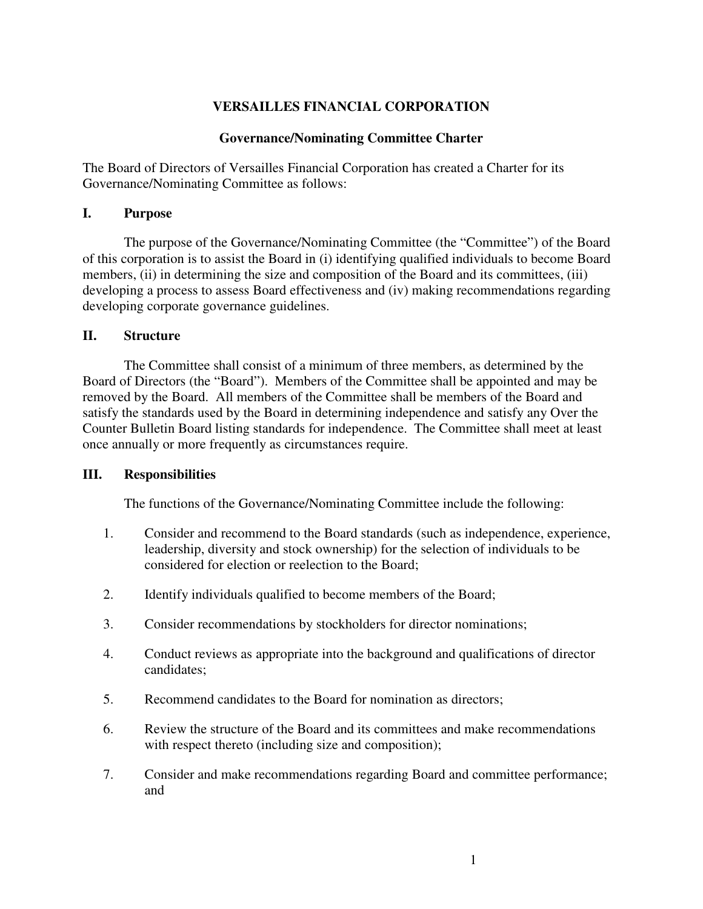# VERSAILLES FINANCIAL CORPORATION

## Governance/Nominating Committee Charter

The Board of Directors of Versailles Financial Corporation has created a Charter for its Governance/Nominating Committee as follows:

## I. Purpose

The purpose of the Governance/Nominating Committee (the "Committee") of the Board of this corporation is to assist the Board in (i) identifying qualified individuals to become Board members, (ii) in determining the size and composition of the Board and its committees, (iii) developing a process to assess Board effectiveness and (iv) making recommendations regarding developing corporate governance guidelines.

## II. Structure

The Committee shall consist of a minimum of three members, as determined by the Board of Directors (the "Board"). Members of the Committee shall be appointed and may be removed by the Board. All members of the Committee shall be members of the Board and satisfy the standards used by the Board in determining independence and satisfy any Over the Counter Bulletin Board listing standards for independence. The Committee shall meet at least once annually or more frequently as circumstances require.

## III. Responsibilities

The functions of the Governance/Nominating Committee include the following:

1. Consider and recommend to the Board standards (such as independence, experience, leadership, diversity and stock ownership) for the selection of individuals to be considered for election or reelection to the Board;
2. Identify individuals qualified to become members of the Board;
3. Consider recommendations by stockholders for director nominations;
4. Conduct reviews as appropriate into the background and qualifications of director candidates;
5. Recommend candidates to the Board for nomination as directors;
6. Review the structure of the Board and its committees and make recommendations with respect thereto (including size and composition);
7. Consider and make recommendations regarding Board and committee performance; and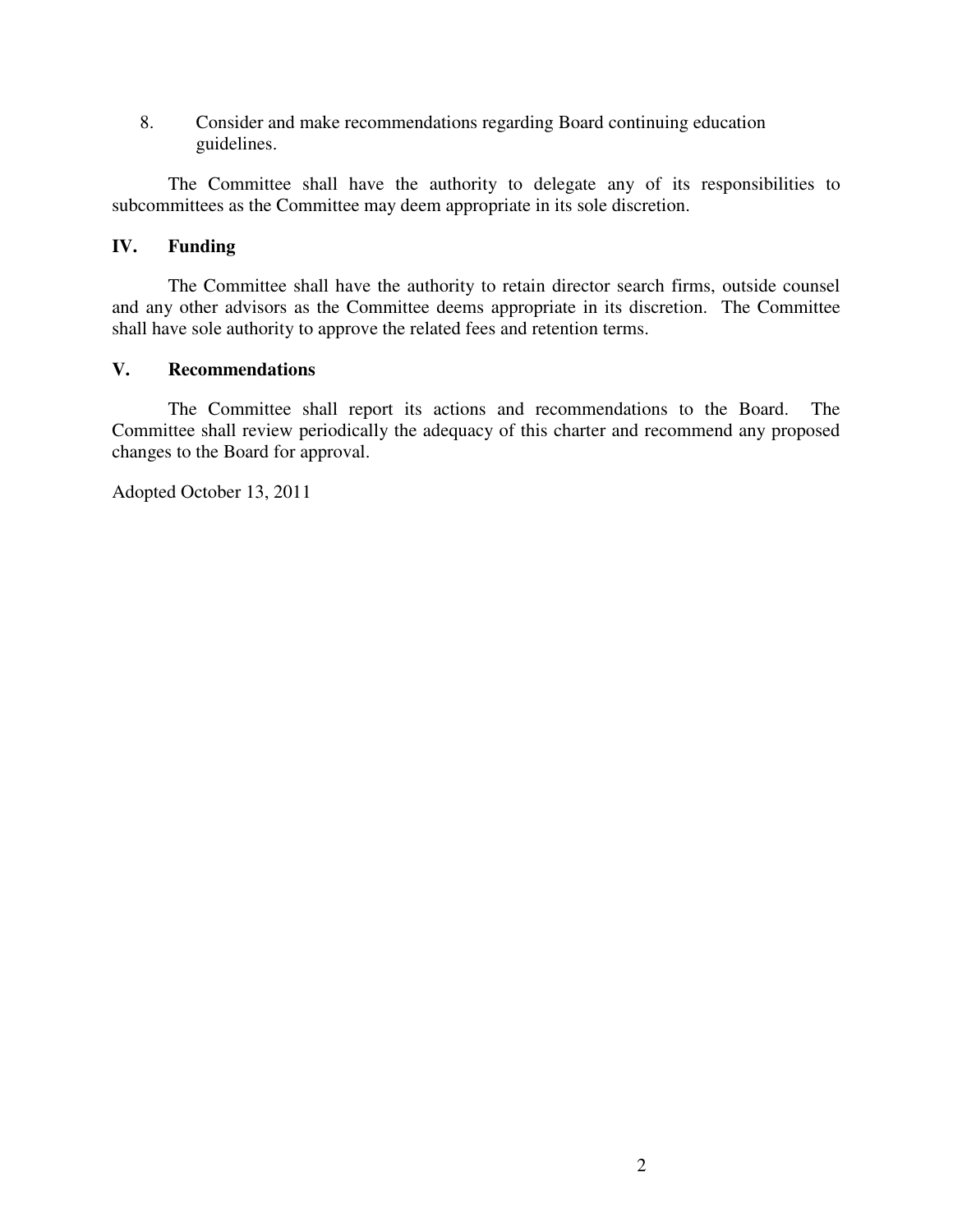8. Consider and make recommendations regarding Board continuing education guidelines.

The Committee shall have the authority to delegate any of its responsibilities to subcommittees as the Committee may deem appropriate in its sole discretion.

## IV. Funding

The Committee shall have the authority to retain director search firms, outside counsel and any other advisors as the Committee deems appropriate in its discretion. The Committee shall have sole authority to approve the related fees and retention terms.

## V. Recommendations

The Committee shall report its actions and recommendations to the Board. The Committee shall review periodically the adequacy of this charter and recommend any proposed changes to the Board for approval.

Adopted October 13, 2011